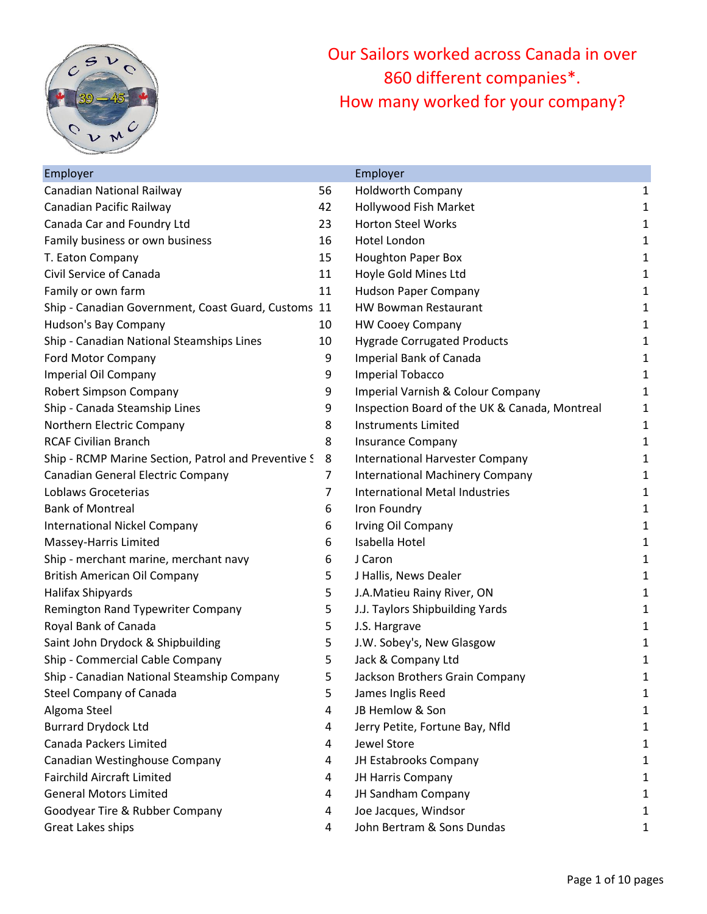Our Sailors worked across Canada in over 860 different companies*.
How many worked for your company?

| Employer | | Employer | |
|---|---|---|---|
| Canadian National Railway | 56 | Holdworth Company | 1 |
| Canadian Pacific Railway | 42 | Hollywood Fish Market | 1 |
| Canada Car and Foundry Ltd | 23 | Horton Steel Works | 1 |
| Family business or own business | 16 | Hotel London | 1 |
| T. Eaton Company | 15 | Houghton Paper Box | 1 |
| Civil Service of Canada | 11 | Hoyle Gold Mines Ltd | 1 |
| Family or own farm | 11 | Hudson Paper Company | 1 |
| Ship - Canadian Government, Coast Guard, Customs | 11 | HW Bowman Restaurant | 1 |
| Hudson's Bay Company | 10 | HW Cooey Company | 1 |
| Ship - Canadian National Steamships Lines | 10 | Hygrade Corrugated Products | 1 |
| Ford Motor Company | 9 | Imperial Bank of Canada | 1 |
| Imperial Oil Company | 9 | Imperial Tobacco | 1 |
| Robert Simpson Company | 9 | Imperial Varnish & Colour Company | 1 |
| Ship - Canada Steamship Lines | 9 | Inspection Board of the UK & Canada, Montreal | 1 |
| Northern Electric Company | 8 | Instruments Limited | 1 |
| RCAF Civilian Branch | 8 | Insurance Company | 1 |
| Ship - RCMP Marine Section, Patrol and Preventive S | 8 | International Harvester Company | 1 |
| Canadian General Electric Company | 7 | International Machinery Company | 1 |
| Loblaws Groceterias | 7 | International Metal Industries | 1 |
| Bank of Montreal | 6 | Iron Foundry | 1 |
| International Nickel Company | 6 | Irving Oil Company | 1 |
| Massey-Harris Limited | 6 | Isabella Hotel | 1 |
| Ship - merchant marine, merchant navy | 6 | J Caron | 1 |
| British American Oil Company | 5 | J Hallis, News Dealer | 1 |
| Halifax Shipyards | 5 | J.A.Matieu Rainy River, ON | 1 |
| Remington Rand Typewriter Company | 5 | J.J. Taylors Shipbuilding Yards | 1 |
| Royal Bank of Canada | 5 | J.S. Hargrave | 1 |
| Saint John Drydock & Shipbuilding | 5 | J.W. Sobey's, New Glasgow | 1 |
| Ship - Commercial Cable Company | 5 | Jack & Company Ltd | 1 |
| Ship - Canadian National Steamship Company | 5 | Jackson Brothers Grain Company | 1 |
| Steel Company of Canada | 5 | James Inglis Reed | 1 |
| Algoma Steel | 4 | JB Hemlow & Son | 1 |
| Burrard Drydock Ltd | 4 | Jerry Petite, Fortune Bay, Nfld | 1 |
| Canada Packers Limited | 4 | Jewel Store | 1 |
| Canadian Westinghouse Company | 4 | JH Estabrooks Company | 1 |
| Fairchild Aircraft Limited | 4 | JH Harris Company | 1 |
| General Motors Limited | 4 | JH Sandham Company | 1 |
| Goodyear Tire & Rubber Company | 4 | Joe Jacques, Windsor | 1 |
| Great Lakes ships | 4 | John Bertram & Sons Dundas | 1 |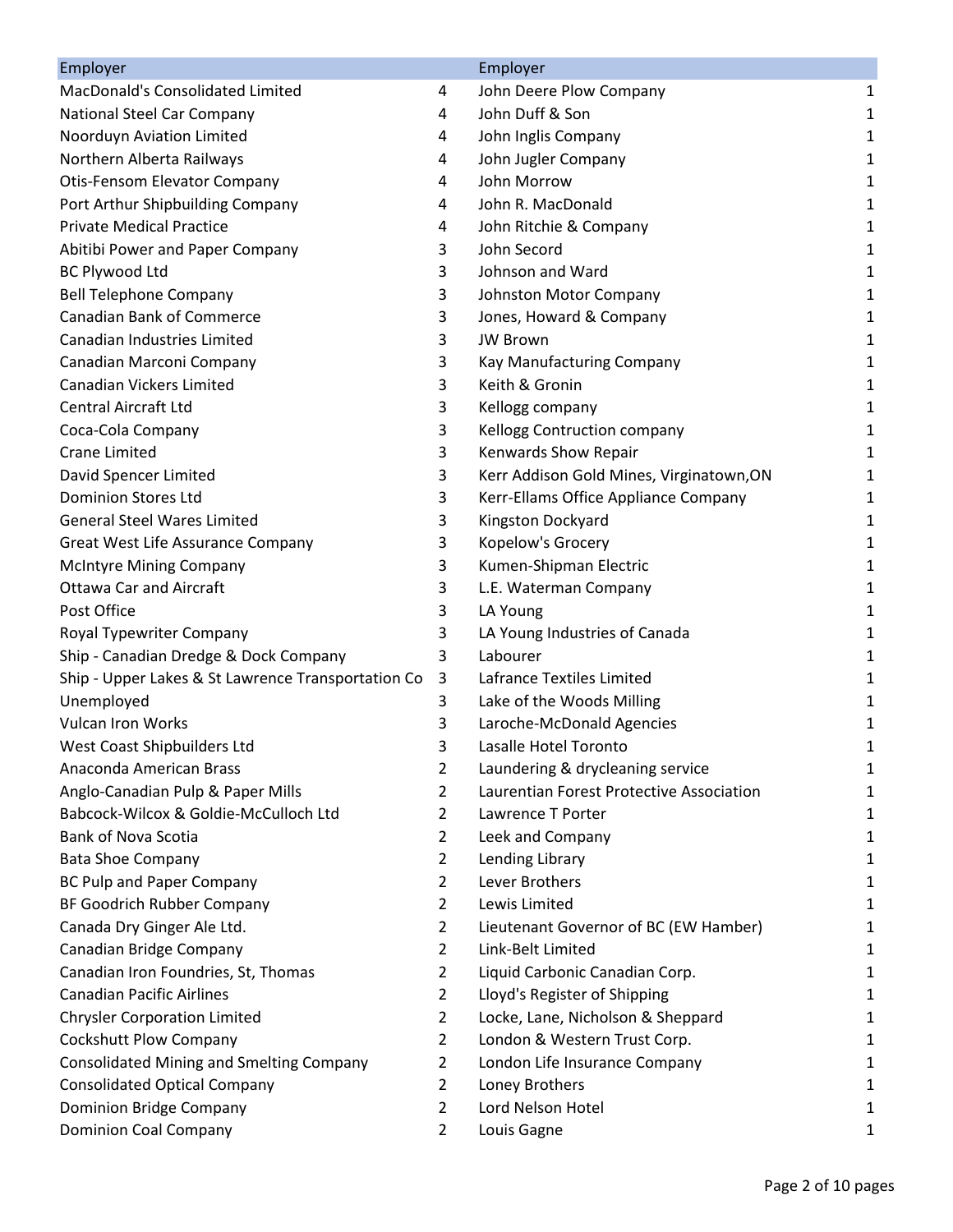| Employer | | Employer | |
|---|---|---|---|
| MacDonald's Consolidated Limited | 4 | John Deere Plow Company | 1 |
| National Steel Car Company | 4 | John Duff & Son | 1 |
| Noorduyn Aviation Limited | 4 | John Inglis Company | 1 |
| Northern Alberta Railways | 4 | John Jugler Company | 1 |
| Otis-Fensom Elevator Company | 4 | John Morrow | 1 |
| Port Arthur Shipbuilding Company | 4 | John R. MacDonald | 1 |
| Private Medical Practice | 4 | John Ritchie & Company | 1 |
| Abitibi Power and Paper Company | 3 | John Secord | 1 |
| BC Plywood Ltd | 3 | Johnson and Ward | 1 |
| Bell Telephone Company | 3 | Johnston Motor Company | 1 |
| Canadian Bank of Commerce | 3 | Jones, Howard & Company | 1 |
| Canadian Industries Limited | 3 | JW Brown | 1 |
| Canadian Marconi Company | 3 | Kay Manufacturing Company | 1 |
| Canadian Vickers Limited | 3 | Keith & Gronin | 1 |
| Central Aircraft Ltd | 3 | Kellogg company | 1 |
| Coca-Cola Company | 3 | Kellogg Contruction company | 1 |
| Crane Limited | 3 | Kenwards Show Repair | 1 |
| David Spencer Limited | 3 | Kerr Addison Gold Mines, Virginatown,ON | 1 |
| Dominion Stores Ltd | 3 | Kerr-Ellams Office Appliance Company | 1 |
| General Steel Wares Limited | 3 | Kingston Dockyard | 1 |
| Great West Life Assurance Company | 3 | Kopelow's Grocery | 1 |
| McIntyre Mining Company | 3 | Kumen-Shipman Electric | 1 |
| Ottawa Car and Aircraft | 3 | L.E. Waterman Company | 1 |
| Post Office | 3 | LA Young | 1 |
| Royal Typewriter Company | 3 | LA Young Industries of Canada | 1 |
| Ship - Canadian Dredge & Dock Company | 3 | Labourer | 1 |
| Ship - Upper Lakes & St Lawrence Transportation Co | 3 | Lafrance Textiles Limited | 1 |
| Unemployed | 3 | Lake of the Woods Milling | 1 |
| Vulcan Iron Works | 3 | Laroche-McDonald Agencies | 1 |
| West Coast Shipbuilders Ltd | 3 | Lasalle Hotel Toronto | 1 |
| Anaconda American Brass | 2 | Laundering & drycleaning service | 1 |
| Anglo-Canadian Pulp & Paper Mills | 2 | Laurentian Forest Protective Association | 1 |
| Babcock-Wilcox & Goldie-McCulloch Ltd | 2 | Lawrence T Porter | 1 |
| Bank of Nova Scotia | 2 | Leek and Company | 1 |
| Bata Shoe Company | 2 | Lending Library | 1 |
| BC Pulp and Paper Company | 2 | Lever Brothers | 1 |
| BF Goodrich Rubber Company | 2 | Lewis Limited | 1 |
| Canada Dry Ginger Ale Ltd. | 2 | Lieutenant Governor of BC (EW Hamber) | 1 |
| Canadian Bridge Company | 2 | Link-Belt Limited | 1 |
| Canadian Iron Foundries, St, Thomas | 2 | Liquid Carbonic Canadian Corp. | 1 |
| Canadian Pacific Airlines | 2 | Lloyd's Register of Shipping | 1 |
| Chrysler Corporation Limited | 2 | Locke, Lane, Nicholson & Sheppard | 1 |
| Cockshutt Plow Company | 2 | London & Western Trust Corp. | 1 |
| Consolidated Mining and Smelting Company | 2 | London Life Insurance Company | 1 |
| Consolidated Optical Company | 2 | Loney Brothers | 1 |
| Dominion Bridge Company | 2 | Lord Nelson Hotel | 1 |
| Dominion Coal Company | 2 | Louis Gagne | 1 |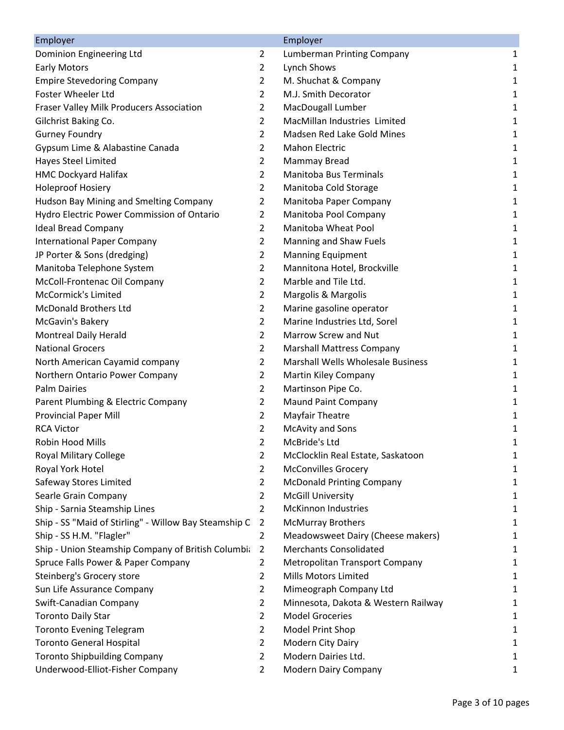| Employer | | Employer | |
|---|---|---|---|
| Dominion Engineering Ltd | 2 | Lumberman Printing Company | 1 |
| Early Motors | 2 | Lynch Shows | 1 |
| Empire Stevedoring Company | 2 | M. Shuchat & Company | 1 |
| Foster Wheeler Ltd | 2 | M.J. Smith Decorator | 1 |
| Fraser Valley Milk Producers Association | 2 | MacDougall Lumber | 1 |
| Gilchrist Baking Co. | 2 | MacMillan Industries Limited | 1 |
| Gurney Foundry | 2 | Madsen Red Lake Gold Mines | 1 |
| Gypsum Lime & Alabastine Canada | 2 | Mahon Electric | 1 |
| Hayes Steel Limited | 2 | Mammay Bread | 1 |
| HMC Dockyard Halifax | 2 | Manitoba Bus Terminals | 1 |
| Holeproof Hosiery | 2 | Manitoba Cold Storage | 1 |
| Hudson Bay Mining and Smelting Company | 2 | Manitoba Paper Company | 1 |
| Hydro Electric Power Commission of Ontario | 2 | Manitoba Pool Company | 1 |
| Ideal Bread Company | 2 | Manitoba Wheat Pool | 1 |
| International Paper Company | 2 | Manning and Shaw Fuels | 1 |
| JP Porter & Sons (dredging) | 2 | Manning Equipment | 1 |
| Manitoba Telephone System | 2 | Mannitona Hotel, Brockville | 1 |
| McColl-Frontenac Oil Company | 2 | Marble and Tile Ltd. | 1 |
| McCormick's Limited | 2 | Margolis & Margolis | 1 |
| McDonald Brothers Ltd | 2 | Marine gasoline operator | 1 |
| McGavin's Bakery | 2 | Marine Industries Ltd, Sorel | 1 |
| Montreal Daily Herald | 2 | Marrow Screw and Nut | 1 |
| National Grocers | 2 | Marshall Mattress Company | 1 |
| North American Cayamid company | 2 | Marshall Wells Wholesale Business | 1 |
| Northern Ontario Power Company | 2 | Martin Kiley Company | 1 |
| Palm Dairies | 2 | Martinson Pipe Co. | 1 |
| Parent Plumbing & Electric Company | 2 | Maund Paint Company | 1 |
| Provincial Paper Mill | 2 | Mayfair Theatre | 1 |
| RCA Victor | 2 | McAvity and Sons | 1 |
| Robin Hood Mills | 2 | McBride's Ltd | 1 |
| Royal Military College | 2 | McClocklin Real Estate, Saskatoon | 1 |
| Royal York Hotel | 2 | McConvilles Grocery | 1 |
| Safeway Stores Limited | 2 | McDonald Printing Company | 1 |
| Searle Grain Company | 2 | McGill University | 1 |
| Ship - Sarnia Steamship Lines | 2 | McKinnon Industries | 1 |
| Ship - SS "Maid of Stirling" - Willow Bay Steamship C | 2 | McMurray Brothers | 1 |
| Ship - SS H.M. "Flagler" | 2 | Meadowsweet Dairy (Cheese makers) | 1 |
| Ship - Union Steamship Company of British Columbia | 2 | Merchants Consolidated | 1 |
| Spruce Falls Power & Paper Company | 2 | Metropolitan Transport Company | 1 |
| Steinberg's Grocery store | 2 | Mills Motors Limited | 1 |
| Sun Life Assurance Company | 2 | Mimeograph Company Ltd | 1 |
| Swift-Canadian Company | 2 | Minnesota, Dakota & Western Railway | 1 |
| Toronto Daily Star | 2 | Model Groceries | 1 |
| Toronto Evening Telegram | 2 | Model Print Shop | 1 |
| Toronto General Hospital | 2 | Modern City Dairy | 1 |
| Toronto Shipbuilding Company | 2 | Modern Dairies Ltd. | 1 |
| Underwood-Elliot-Fisher Company | 2 | Modern Dairy Company | 1 |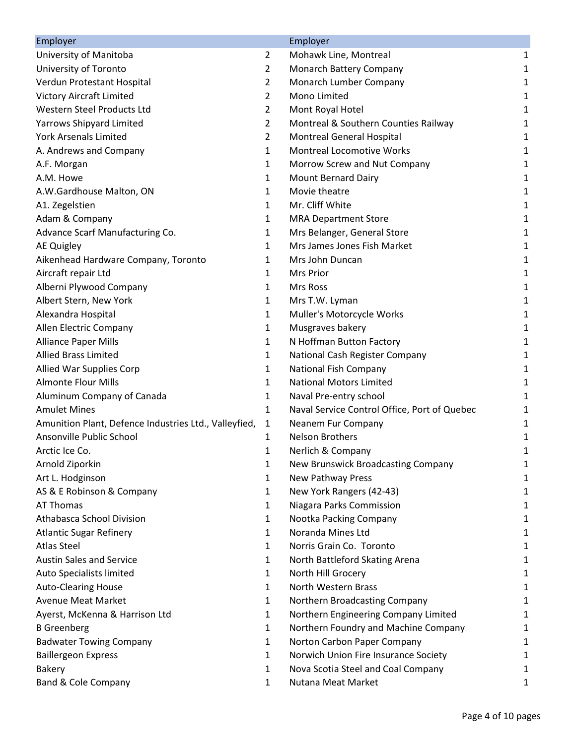| Employer | | Employer | |
|---|---|---|---|
| University of Manitoba | 2 | Mohawk Line, Montreal | 1 |
| University of Toronto | 2 | Monarch Battery Company | 1 |
| Verdun Protestant Hospital | 2 | Monarch Lumber Company | 1 |
| Victory Aircraft Limited | 2 | Mono Limited | 1 |
| Western Steel Products Ltd | 2 | Mont Royal Hotel | 1 |
| Yarrows Shipyard Limited | 2 | Montreal & Southern Counties Railway | 1 |
| York Arsenals Limited | 2 | Montreal General Hospital | 1 |
| A. Andrews and Company | 1 | Montreal Locomotive Works | 1 |
| A.F. Morgan | 1 | Morrow Screw and Nut Company | 1 |
| A.M. Howe | 1 | Mount Bernard Dairy | 1 |
| A.W.Gardhouse Malton, ON | 1 | Movie theatre | 1 |
| A1. Zegelstien | 1 | Mr. Cliff White | 1 |
| Adam & Company | 1 | MRA Department Store | 1 |
| Advance Scarf Manufacturing Co. | 1 | Mrs Belanger, General Store | 1 |
| AE Quigley | 1 | Mrs James Jones Fish Market | 1 |
| Aikenhead Hardware Company, Toronto | 1 | Mrs John Duncan | 1 |
| Aircraft repair Ltd | 1 | Mrs Prior | 1 |
| Alberni Plywood Company | 1 | Mrs Ross | 1 |
| Albert Stern, New York | 1 | Mrs T.W. Lyman | 1 |
| Alexandra Hospital | 1 | Muller's Motorcycle Works | 1 |
| Allen Electric Company | 1 | Musgraves bakery | 1 |
| Alliance Paper Mills | 1 | N Hoffman Button Factory | 1 |
| Allied Brass Limited | 1 | National Cash Register Company | 1 |
| Allied War Supplies Corp | 1 | National Fish Company | 1 |
| Almonte Flour Mills | 1 | National Motors Limited | 1 |
| Aluminum Company of Canada | 1 | Naval Pre-entry school | 1 |
| Amulet Mines | 1 | Naval Service Control Office, Port of Quebec | 1 |
| Amunition Plant, Defence Industries Ltd., Valleyfied, | 1 | Neanem Fur Company | 1 |
| Ansonville Public School | 1 | Nelson Brothers | 1 |
| Arctic Ice Co. | 1 | Nerlich & Company | 1 |
| Arnold Ziporkin | 1 | New Brunswick Broadcasting Company | 1 |
| Art L. Hodginson | 1 | New Pathway Press | 1 |
| AS & E Robinson & Company | 1 | New York Rangers (42-43) | 1 |
| AT Thomas | 1 | Niagara Parks Commission | 1 |
| Athabasca School Division | 1 | Nootka Packing Company | 1 |
| Atlantic Sugar Refinery | 1 | Noranda Mines Ltd | 1 |
| Atlas Steel | 1 | Norris Grain Co. Toronto | 1 |
| Austin Sales and Service | 1 | North Battleford Skating Arena | 1 |
| Auto Specialists limited | 1 | North Hill Grocery | 1 |
| Auto-Clearing House | 1 | North Western Brass | 1 |
| Avenue Meat Market | 1 | Northern Broadcasting Company | 1 |
| Ayerst, McKenna & Harrison Ltd | 1 | Northern Engineering Company Limited | 1 |
| B Greenberg | 1 | Northern Foundry and Machine Company | 1 |
| Badwater Towing Company | 1 | Norton Carbon Paper Company | 1 |
| Baillergeon Express | 1 | Norwich Union Fire Insurance Society | 1 |
| Bakery | 1 | Nova Scotia Steel and Coal Company | 1 |
| Band & Cole Company | 1 | Nutana Meat Market | 1 |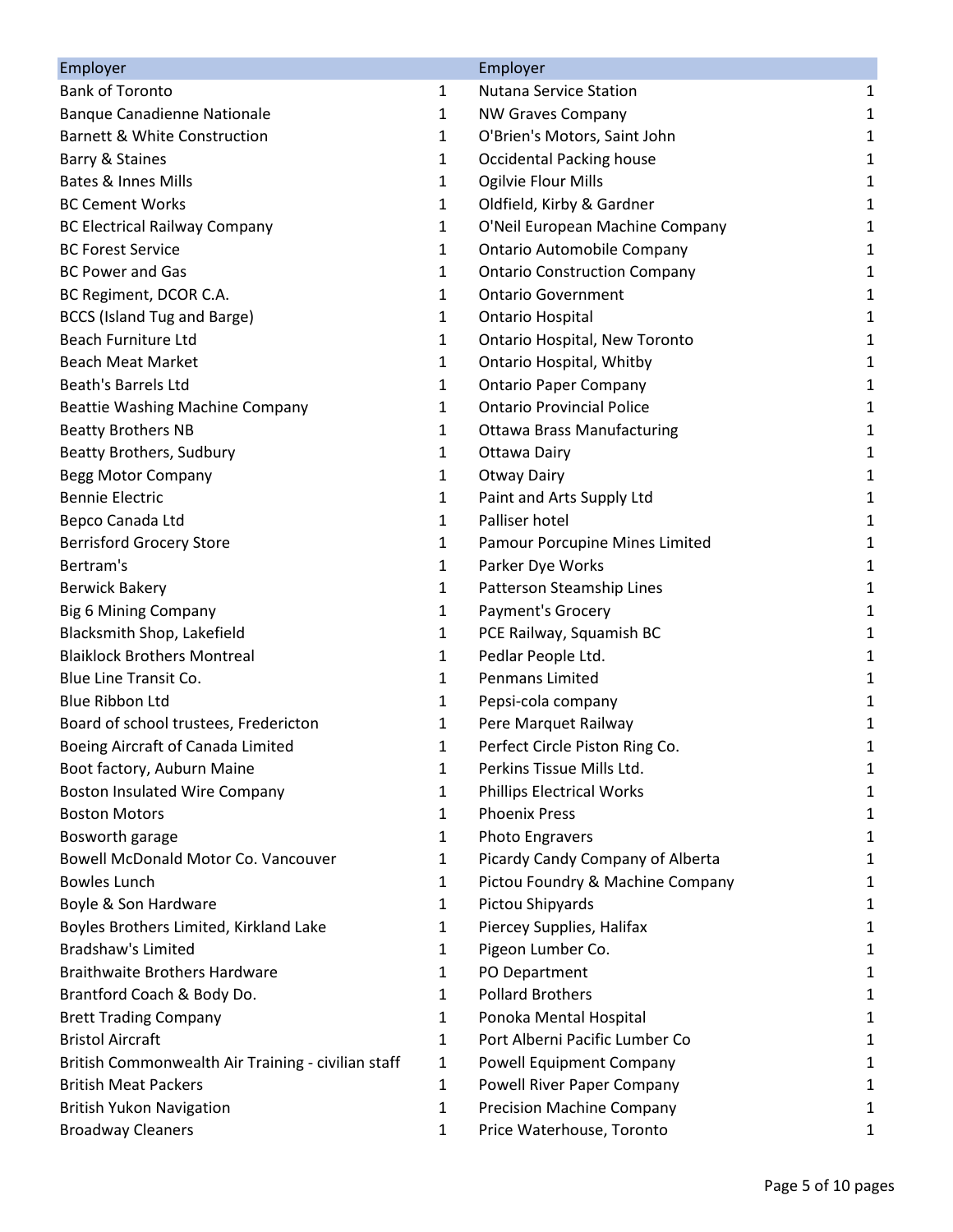| Employer | | Employer | |
|---|---|---|---|
| Bank of Toronto | 1 | Nutana Service Station | 1 |
| Banque Canadienne Nationale | 1 | NW Graves Company | 1 |
| Barnett & White Construction | 1 | O'Brien's Motors, Saint John | 1 |
| Barry & Staines | 1 | Occidental Packing house | 1 |
| Bates & Innes Mills | 1 | Ogilvie Flour Mills | 1 |
| BC Cement Works | 1 | Oldfield, Kirby & Gardner | 1 |
| BC Electrical Railway Company | 1 | O'Neil European Machine Company | 1 |
| BC Forest Service | 1 | Ontario Automobile Company | 1 |
| BC Power and Gas | 1 | Ontario Construction Company | 1 |
| BC Regiment, DCOR C.A. | 1 | Ontario Government | 1 |
| BCCS (Island Tug and Barge) | 1 | Ontario Hospital | 1 |
| Beach Furniture Ltd | 1 | Ontario Hospital, New Toronto | 1 |
| Beach Meat Market | 1 | Ontario Hospital, Whitby | 1 |
| Beath's Barrels Ltd | 1 | Ontario Paper Company | 1 |
| Beattie Washing Machine Company | 1 | Ontario Provincial Police | 1 |
| Beatty Brothers NB | 1 | Ottawa Brass Manufacturing | 1 |
| Beatty Brothers, Sudbury | 1 | Ottawa Dairy | 1 |
| Begg Motor Company | 1 | Otway Dairy | 1 |
| Bennie Electric | 1 | Paint and Arts Supply Ltd | 1 |
| Bepco Canada Ltd | 1 | Palliser hotel | 1 |
| Berrisford Grocery Store | 1 | Pamour Porcupine Mines Limited | 1 |
| Bertram's | 1 | Parker Dye Works | 1 |
| Berwick Bakery | 1 | Patterson Steamship Lines | 1 |
| Big 6 Mining Company | 1 | Payment's Grocery | 1 |
| Blacksmith Shop, Lakefield | 1 | PCE Railway, Squamish BC | 1 |
| Blaiklock Brothers Montreal | 1 | Pedlar People Ltd. | 1 |
| Blue Line Transit Co. | 1 | Penmans Limited | 1 |
| Blue Ribbon Ltd | 1 | Pepsi-cola company | 1 |
| Board of school trustees, Fredericton | 1 | Pere Marquet Railway | 1 |
| Boeing Aircraft of Canada Limited | 1 | Perfect Circle Piston Ring Co. | 1 |
| Boot factory, Auburn Maine | 1 | Perkins Tissue Mills Ltd. | 1 |
| Boston Insulated Wire Company | 1 | Phillips Electrical Works | 1 |
| Boston Motors | 1 | Phoenix Press | 1 |
| Bosworth garage | 1 | Photo Engravers | 1 |
| Bowell McDonald Motor Co. Vancouver | 1 | Picardy Candy Company of Alberta | 1 |
| Bowles Lunch | 1 | Pictou Foundry & Machine Company | 1 |
| Boyle & Son Hardware | 1 | Pictou Shipyards | 1 |
| Boyles Brothers Limited, Kirkland Lake | 1 | Piercey Supplies, Halifax | 1 |
| Bradshaw's Limited | 1 | Pigeon Lumber Co. | 1 |
| Braithwaite Brothers Hardware | 1 | PO Department | 1 |
| Brantford Coach & Body Do. | 1 | Pollard Brothers | 1 |
| Brett Trading Company | 1 | Ponoka Mental Hospital | 1 |
| Bristol Aircraft | 1 | Port Alberni Pacific Lumber Co | 1 |
| British Commonwealth Air Training - civilian staff | 1 | Powell Equipment Company | 1 |
| British Meat Packers | 1 | Powell River Paper Company | 1 |
| British Yukon Navigation | 1 | Precision Machine Company | 1 |
| Broadway Cleaners | 1 | Price Waterhouse, Toronto | 1 |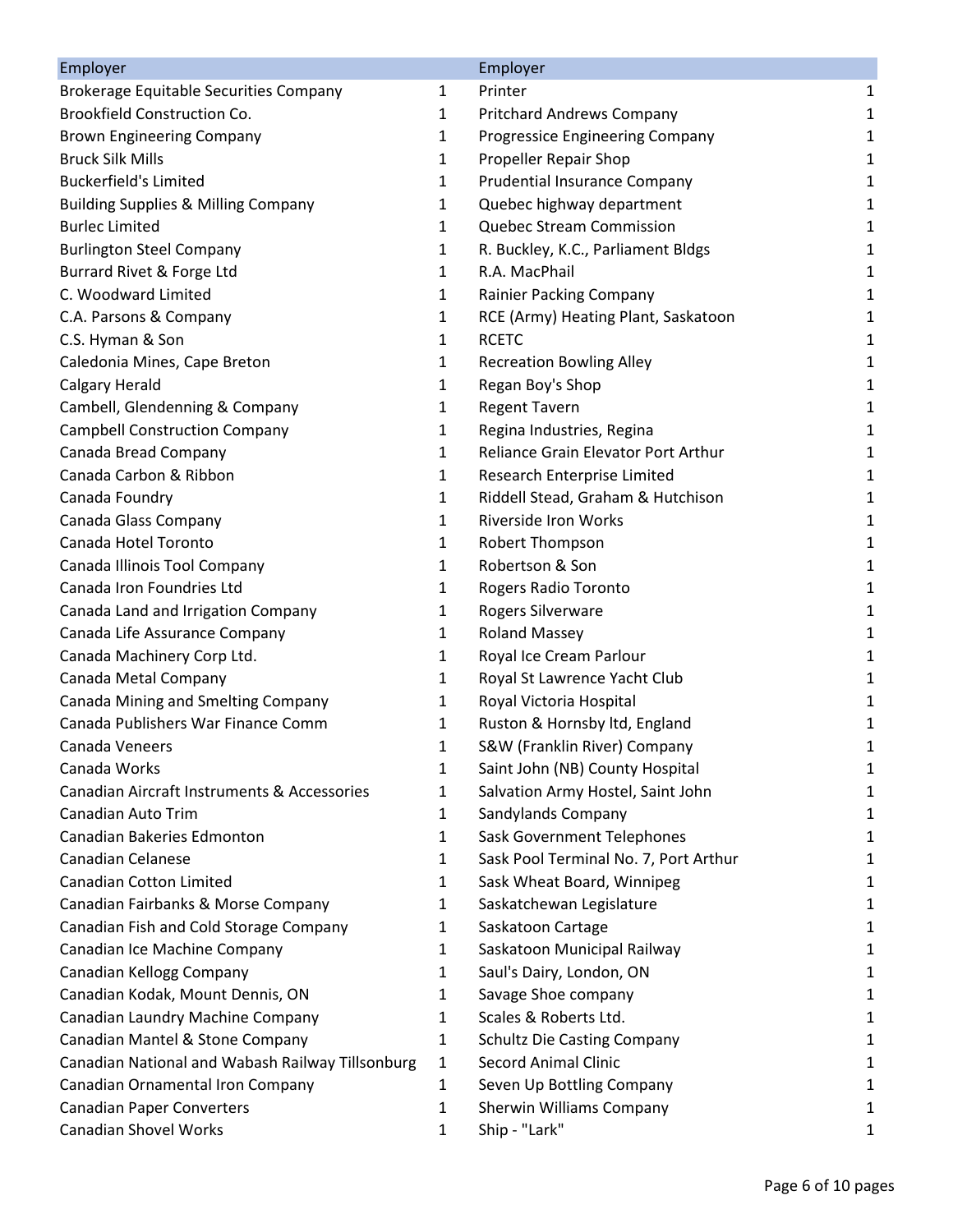| Employer | |
|---|---|
| Brokerage Equitable Securities Company | 1 |
| Brookfield Construction Co. | 1 |
| Brown Engineering Company | 1 |
| Bruck Silk Mills | 1 |
| Buckerfield's Limited | 1 |
| Building Supplies & Milling Company | 1 |
| Burlec Limited | 1 |
| Burlington Steel Company | 1 |
| Burrard Rivet & Forge Ltd | 1 |
| C. Woodward Limited | 1 |
| C.A. Parsons & Company | 1 |
| C.S. Hyman & Son | 1 |
| Caledonia Mines, Cape Breton | 1 |
| Calgary Herald | 1 |
| Cambell, Glendenning & Company | 1 |
| Campbell Construction Company | 1 |
| Canada Bread Company | 1 |
| Canada Carbon & Ribbon | 1 |
| Canada Foundry | 1 |
| Canada Glass Company | 1 |
| Canada Hotel Toronto | 1 |
| Canada Illinois Tool Company | 1 |
| Canada Iron Foundries Ltd | 1 |
| Canada Land and Irrigation Company | 1 |
| Canada Life Assurance Company | 1 |
| Canada Machinery Corp Ltd. | 1 |
| Canada Metal Company | 1 |
| Canada Mining and Smelting Company | 1 |
| Canada Publishers War Finance Comm | 1 |
| Canada Veneers | 1 |
| Canada Works | 1 |
| Canadian Aircraft Instruments & Accessories | 1 |
| Canadian Auto Trim | 1 |
| Canadian Bakeries Edmonton | 1 |
| Canadian Celanese | 1 |
| Canadian Cotton Limited | 1 |
| Canadian Fairbanks & Morse Company | 1 |
| Canadian Fish and Cold Storage Company | 1 |
| Canadian Ice Machine Company | 1 |
| Canadian Kellogg Company | 1 |
| Canadian Kodak, Mount Dennis, ON | 1 |
| Canadian Laundry Machine Company | 1 |
| Canadian Mantel & Stone Company | 1 |
| Canadian National and Wabash Railway Tillsonburg | 1 |
| Canadian Ornamental Iron Company | 1 |
| Canadian Paper Converters | 1 |
| Canadian Shovel Works | 1 |
| Printer | 1 |
| Pritchard Andrews Company | 1 |
| Progressice Engineering Company | 1 |
| Propeller Repair Shop | 1 |
| Prudential Insurance Company | 1 |
| Quebec highway department | 1 |
| Quebec Stream Commission | 1 |
| R. Buckley, K.C., Parliament Bldgs | 1 |
| R.A. MacPhail | 1 |
| Rainier Packing Company | 1 |
| RCE (Army) Heating Plant, Saskatoon | 1 |
| RCETC | 1 |
| Recreation Bowling Alley | 1 |
| Regan Boy's Shop | 1 |
| Regent Tavern | 1 |
| Regina Industries, Regina | 1 |
| Reliance Grain Elevator Port Arthur | 1 |
| Research Enterprise Limited | 1 |
| Riddell Stead, Graham & Hutchison | 1 |
| Riverside Iron Works | 1 |
| Robert Thompson | 1 |
| Robertson & Son | 1 |
| Rogers Radio Toronto | 1 |
| Rogers Silverware | 1 |
| Roland Massey | 1 |
| Royal Ice Cream Parlour | 1 |
| Royal St Lawrence Yacht Club | 1 |
| Royal Victoria Hospital | 1 |
| Ruston & Hornsby ltd, England | 1 |
| S&W (Franklin River) Company | 1 |
| Saint John (NB) County Hospital | 1 |
| Salvation Army Hostel, Saint John | 1 |
| Sandylands Company | 1 |
| Sask Government Telephones | 1 |
| Sask Pool Terminal No. 7, Port Arthur | 1 |
| Sask Wheat Board, Winnipeg | 1 |
| Saskatchewan Legislature | 1 |
| Saskatoon Cartage | 1 |
| Saskatoon Municipal Railway | 1 |
| Saul's Dairy, London, ON | 1 |
| Savage Shoe company | 1 |
| Scales & Roberts Ltd. | 1 |
| Schultz Die Casting Company | 1 |
| Secord Animal Clinic | 1 |
| Seven Up Bottling Company | 1 |
| Sherwin Williams Company | 1 |
| Ship - "Lark" | 1 |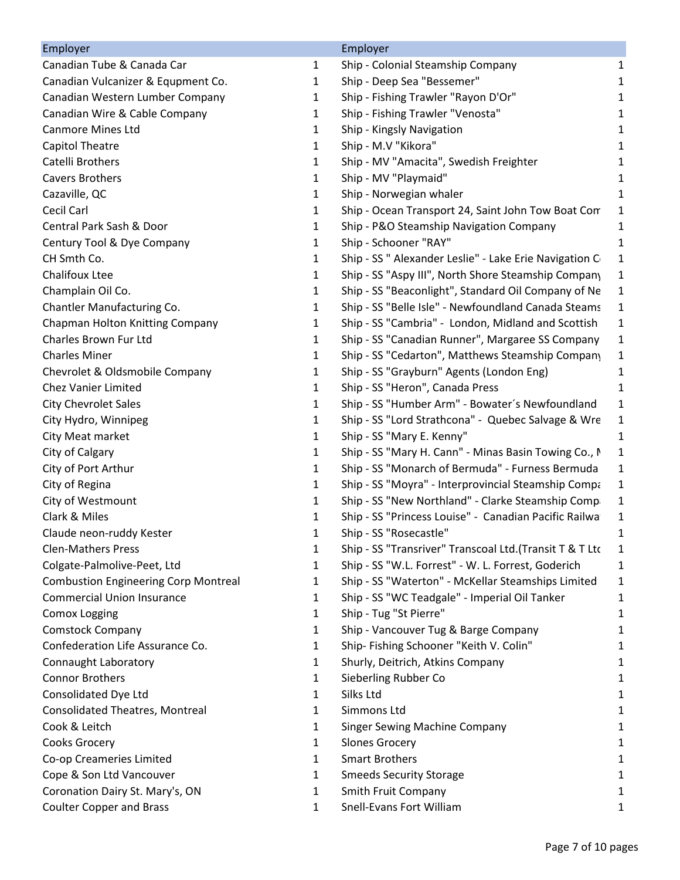| Employer | | Employer | |
|---|---|---|---|
| Canadian Tube & Canada Car | 1 | Ship - Colonial Steamship Company | 1 |
| Canadian Vulcanizer & Equpment Co. | 1 | Ship - Deep Sea "Bessemer" | 1 |
| Canadian Western Lumber Company | 1 | Ship - Fishing Trawler "Rayon D'Or" | 1 |
| Canadian Wire & Cable Company | 1 | Ship - Fishing Trawler "Venosta" | 1 |
| Canmore Mines Ltd | 1 | Ship - Kingsly Navigation | 1 |
| Capitol Theatre | 1 | Ship - M.V "Kikora" | 1 |
| Catelli Brothers | 1 | Ship - MV "Amacita", Swedish Freighter | 1 |
| Cavers Brothers | 1 | Ship - MV "Playmaid" | 1 |
| Cazaville, QC | 1 | Ship - Norwegian whaler | 1 |
| Cecil Carl | 1 | Ship - Ocean Transport 24, Saint John Tow Boat Com | 1 |
| Central Park Sash & Door | 1 | Ship - P&O Steamship Navigation Company | 1 |
| Century Tool & Dye Company | 1 | Ship - Schooner "RAY" | 1 |
| CH Smth Co. | 1 | Ship - SS " Alexander Leslie" - Lake Erie Navigation C | 1 |
| Chalifoux Ltee | 1 | Ship - SS "Aspy III", North Shore Steamship Company | 1 |
| Champlain Oil Co. | 1 | Ship - SS "Beaconlight", Standard Oil Company of Ne | 1 |
| Chantler Manufacturing Co. | 1 | Ship - SS "Belle Isle" - Newfoundland Canada Steams | 1 |
| Chapman Holton Knitting Company | 1 | Ship - SS "Cambria" - London, Midland and Scottish | 1 |
| Charles Brown Fur Ltd | 1 | Ship - SS "Canadian Runner", Margaree SS Company | 1 |
| Charles Miner | 1 | Ship - SS "Cedarton", Matthews Steamship Company | 1 |
| Chevrolet & Oldsmobile Company | 1 | Ship - SS "Grayburn" Agents (London Eng) | 1 |
| Chez Vanier Limited | 1 | Ship - SS "Heron", Canada Press | 1 |
| City Chevrolet Sales | 1 | Ship - SS "Humber Arm" - Bowater´s Newfoundland | 1 |
| City Hydro, Winnipeg | 1 | Ship - SS "Lord Strathcona" - Quebec Salvage & Wre | 1 |
| City Meat market | 1 | Ship - SS "Mary E. Kenny" | 1 |
| City of Calgary | 1 | Ship - SS "Mary H. Cann" - Minas Basin Towing Co., N | 1 |
| City of Port Arthur | 1 | Ship - SS "Monarch of Bermuda" - Furness Bermuda | 1 |
| City of Regina | 1 | Ship - SS "Moyra" - Interprovincial Steamship Compa | 1 |
| City of Westmount | 1 | Ship - SS "New Northland" - Clarke Steamship Comp | 1 |
| Clark & Miles | 1 | Ship - SS "Princess Louise" - Canadian Pacific Railwa | 1 |
| Claude neon-ruddy Kester | 1 | Ship - SS "Rosecastle" | 1 |
| Clen-Mathers Press | 1 | Ship - SS "Transriver" Transcoal Ltd.(Transit T & T Ltd | 1 |
| Colgate-Palmolive-Peet, Ltd | 1 | Ship - SS "W.L. Forrest" - W. L. Forrest, Goderich | 1 |
| Combustion Engineering Corp Montreal | 1 | Ship - SS "Waterton" - McKellar Steamships Limited | 1 |
| Commercial Union Insurance | 1 | Ship - SS "WC Teadgale" - Imperial Oil Tanker | 1 |
| Comox Logging | 1 | Ship - Tug "St Pierre" | 1 |
| Comstock Company | 1 | Ship - Vancouver Tug & Barge Company | 1 |
| Confederation Life Assurance Co. | 1 | Ship- Fishing Schooner "Keith V. Colin" | 1 |
| Connaught Laboratory | 1 | Shurly, Deitrich, Atkins Company | 1 |
| Connor Brothers | 1 | Sieberling Rubber Co | 1 |
| Consolidated Dye Ltd | 1 | Silks Ltd | 1 |
| Consolidated Theatres, Montreal | 1 | Simmons Ltd | 1 |
| Cook & Leitch | 1 | Singer Sewing Machine Company | 1 |
| Cooks Grocery | 1 | Slones Grocery | 1 |
| Co-op Creameries Limited | 1 | Smart Brothers | 1 |
| Cope & Son Ltd Vancouver | 1 | Smeeds Security Storage | 1 |
| Coronation Dairy St. Mary's, ON | 1 | Smith Fruit Company | 1 |
| Coulter Copper and Brass | 1 | Snell-Evans Fort William | 1 |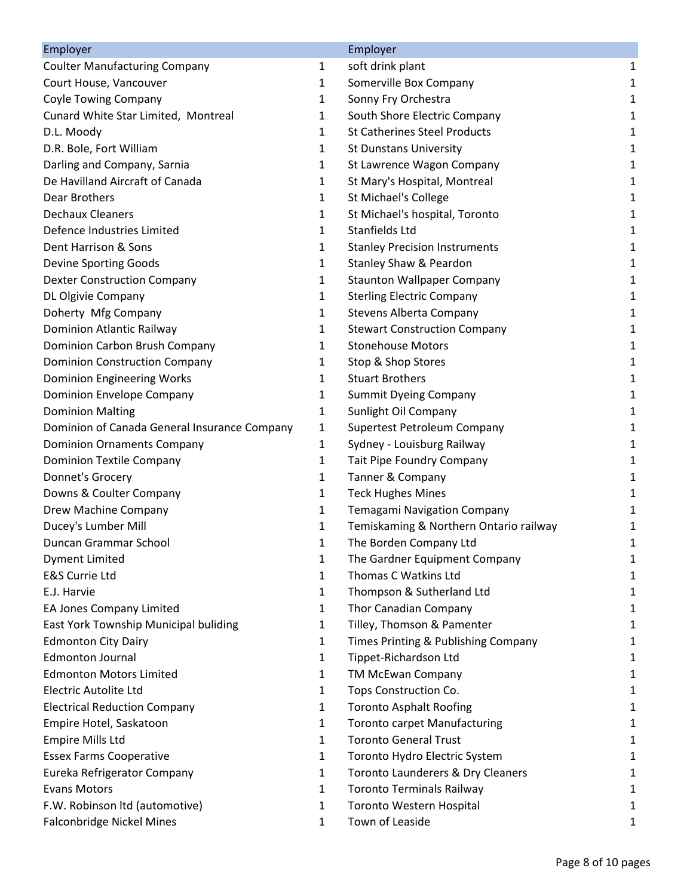| Employer | |
|---|---|
| Coulter Manufacturing Company | 1 |
| Court House, Vancouver | 1 |
| Coyle Towing Company | 1 |
| Cunard White Star Limited,  Montreal | 1 |
| D.L. Moody | 1 |
| D.R. Bole, Fort William | 1 |
| Darling and Company, Sarnia | 1 |
| De Havilland Aircraft of Canada | 1 |
| Dear Brothers | 1 |
| Dechaux Cleaners | 1 |
| Defence Industries Limited | 1 |
| Dent Harrison & Sons | 1 |
| Devine Sporting Goods | 1 |
| Dexter Construction Company | 1 |
| DL Olgivie Company | 1 |
| Doherty  Mfg Company | 1 |
| Dominion Atlantic Railway | 1 |
| Dominion Carbon Brush Company | 1 |
| Dominion Construction Company | 1 |
| Dominion Engineering Works | 1 |
| Dominion Envelope Company | 1 |
| Dominion Malting | 1 |
| Dominion of Canada General Insurance Company | 1 |
| Dominion Ornaments Company | 1 |
| Dominion Textile Company | 1 |
| Donnet's Grocery | 1 |
| Downs & Coulter Company | 1 |
| Drew Machine Company | 1 |
| Ducey's Lumber Mill | 1 |
| Duncan Grammar School | 1 |
| Dyment Limited | 1 |
| E&S Currie Ltd | 1 |
| E.J. Harvie | 1 |
| EA Jones Company Limited | 1 |
| East York Township Municipal buliding | 1 |
| Edmonton City Dairy | 1 |
| Edmonton Journal | 1 |
| Edmonton Motors Limited | 1 |
| Electric Autolite Ltd | 1 |
| Electrical Reduction Company | 1 |
| Empire Hotel, Saskatoon | 1 |
| Empire Mills Ltd | 1 |
| Essex Farms Cooperative | 1 |
| Eureka Refrigerator Company | 1 |
| Evans Motors | 1 |
| F.W. Robinson ltd (automotive) | 1 |
| Falconbridge Nickel Mines | 1 |
| soft drink plant | 1 |
| Somerville Box Company | 1 |
| Sonny Fry Orchestra | 1 |
| South Shore Electric Company | 1 |
| St Catherines Steel Products | 1 |
| St Dunstans University | 1 |
| St Lawrence Wagon Company | 1 |
| St Mary's Hospital, Montreal | 1 |
| St Michael's College | 1 |
| St Michael's hospital, Toronto | 1 |
| Stanfields Ltd | 1 |
| Stanley Precision Instruments | 1 |
| Stanley Shaw & Peardon | 1 |
| Staunton Wallpaper Company | 1 |
| Sterling Electric Company | 1 |
| Stevens Alberta Company | 1 |
| Stewart Construction Company | 1 |
| Stonehouse Motors | 1 |
| Stop & Shop Stores | 1 |
| Stuart Brothers | 1 |
| Summit Dyeing Company | 1 |
| Sunlight Oil Company | 1 |
| Supertest Petroleum Company | 1 |
| Sydney - Louisburg Railway | 1 |
| Tait Pipe Foundry Company | 1 |
| Tanner & Company | 1 |
| Teck Hughes Mines | 1 |
| Temagami Navigation Company | 1 |
| Temiskaming & Northern Ontario railway | 1 |
| The Borden Company Ltd | 1 |
| The Gardner Equipment Company | 1 |
| Thomas C Watkins Ltd | 1 |
| Thompson & Sutherland Ltd | 1 |
| Thor Canadian Company | 1 |
| Tilley, Thomson & Pamenter | 1 |
| Times Printing & Publishing Company | 1 |
| Tippet-Richardson Ltd | 1 |
| TM McEwan Company | 1 |
| Tops Construction Co. | 1 |
| Toronto Asphalt Roofing | 1 |
| Toronto carpet Manufacturing | 1 |
| Toronto General Trust | 1 |
| Toronto Hydro Electric System | 1 |
| Toronto Launderers & Dry Cleaners | 1 |
| Toronto Terminals Railway | 1 |
| Toronto Western Hospital | 1 |
| Town of Leaside | 1 |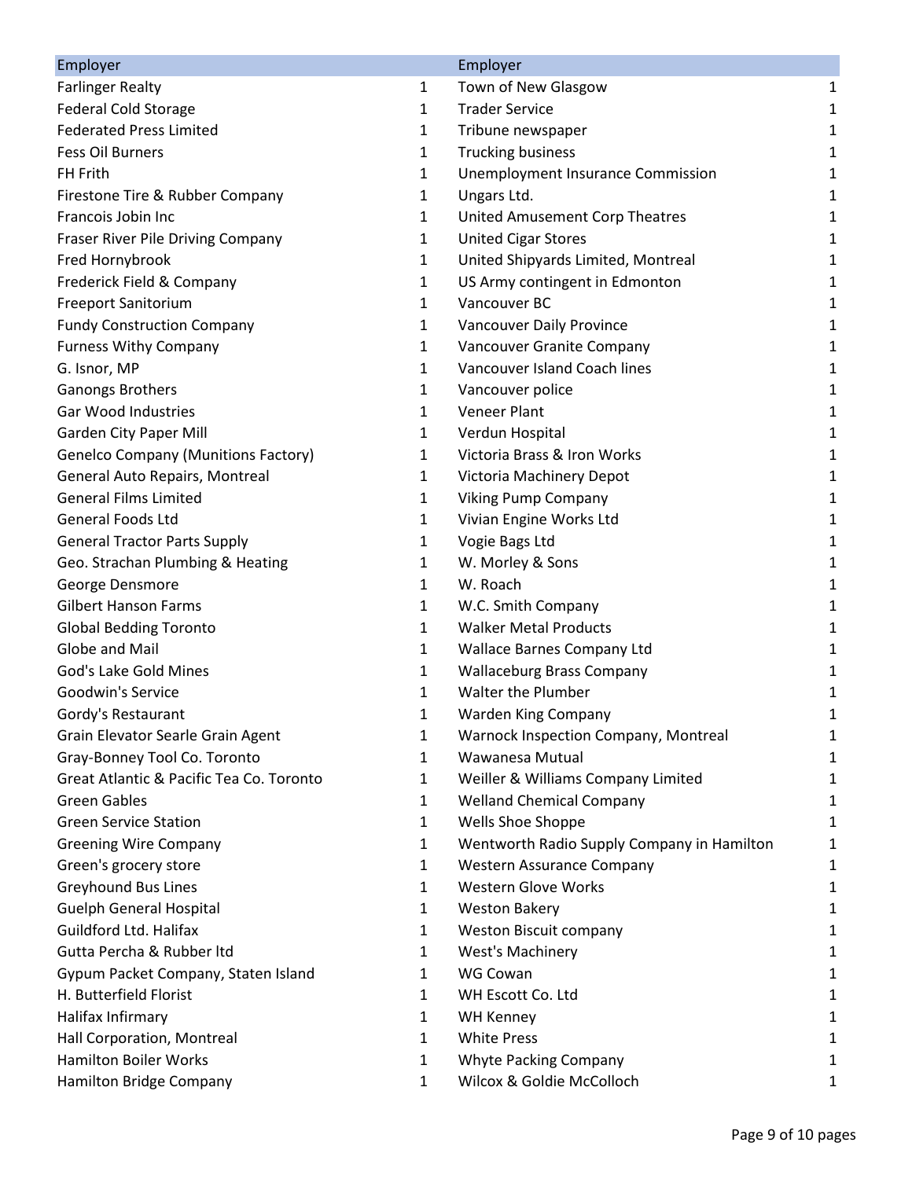| Employer | |
|---|---|
| Farlinger Realty | 1 |
| Federal Cold Storage | 1 |
| Federated Press Limited | 1 |
| Fess Oil Burners | 1 |
| FH Frith | 1 |
| Firestone Tire & Rubber Company | 1 |
| Francois Jobin Inc | 1 |
| Fraser River Pile Driving Company | 1 |
| Fred Hornybrook | 1 |
| Frederick Field & Company | 1 |
| Freeport Sanitorium | 1 |
| Fundy Construction Company | 1 |
| Furness Withy Company | 1 |
| G. Isnor, MP | 1 |
| Ganongs Brothers | 1 |
| Gar Wood Industries | 1 |
| Garden City Paper Mill | 1 |
| Genelco Company (Munitions Factory) | 1 |
| General Auto Repairs, Montreal | 1 |
| General Films Limited | 1 |
| General Foods Ltd | 1 |
| General Tractor Parts Supply | 1 |
| Geo. Strachan Plumbing & Heating | 1 |
| George Densmore | 1 |
| Gilbert Hanson Farms | 1 |
| Global Bedding Toronto | 1 |
| Globe and Mail | 1 |
| God's Lake Gold Mines | 1 |
| Goodwin's Service | 1 |
| Gordy's Restaurant | 1 |
| Grain Elevator Searle Grain Agent | 1 |
| Gray-Bonney Tool Co. Toronto | 1 |
| Great Atlantic & Pacific Tea Co. Toronto | 1 |
| Green Gables | 1 |
| Green Service Station | 1 |
| Greening Wire Company | 1 |
| Green's grocery store | 1 |
| Greyhound Bus Lines | 1 |
| Guelph General Hospital | 1 |
| Guildford Ltd. Halifax | 1 |
| Gutta Percha & Rubber ltd | 1 |
| Gypum Packet Company, Staten Island | 1 |
| H. Butterfield Florist | 1 |
| Halifax Infirmary | 1 |
| Hall Corporation, Montreal | 1 |
| Hamilton Boiler Works | 1 |
| Hamilton Bridge Company | 1 |

| Employer | |
|---|---|
| Town of New Glasgow | 1 |
| Trader Service | 1 |
| Tribune newspaper | 1 |
| Trucking business | 1 |
| Unemployment Insurance Commission | 1 |
| Ungars Ltd. | 1 |
| United Amusement Corp Theatres | 1 |
| United Cigar Stores | 1 |
| United Shipyards Limited, Montreal | 1 |
| US Army contingent in Edmonton | 1 |
| Vancouver BC | 1 |
| Vancouver Daily Province | 1 |
| Vancouver Granite Company | 1 |
| Vancouver Island Coach lines | 1 |
| Vancouver police | 1 |
| Veneer Plant | 1 |
| Verdun Hospital | 1 |
| Victoria Brass & Iron Works | 1 |
| Victoria Machinery Depot | 1 |
| Viking Pump Company | 1 |
| Vivian Engine Works Ltd | 1 |
| Vogie Bags Ltd | 1 |
| W. Morley & Sons | 1 |
| W. Roach | 1 |
| W.C. Smith Company | 1 |
| Walker Metal Products | 1 |
| Wallace Barnes Company Ltd | 1 |
| Wallaceburg Brass Company | 1 |
| Walter the Plumber | 1 |
| Warden King Company | 1 |
| Warnock Inspection Company, Montreal | 1 |
| Wawanesa Mutual | 1 |
| Weiller & Williams Company Limited | 1 |
| Welland Chemical Company | 1 |
| Wells Shoe Shoppe | 1 |
| Wentworth Radio Supply Company in Hamilton | 1 |
| Western Assurance Company | 1 |
| Western Glove Works | 1 |
| Weston Bakery | 1 |
| Weston Biscuit company | 1 |
| West's Machinery | 1 |
| WG Cowan | 1 |
| WH Escott Co. Ltd | 1 |
| WH Kenney | 1 |
| White Press | 1 |
| Whyte Packing Company | 1 |
| Wilcox & Goldie McColloch | 1 |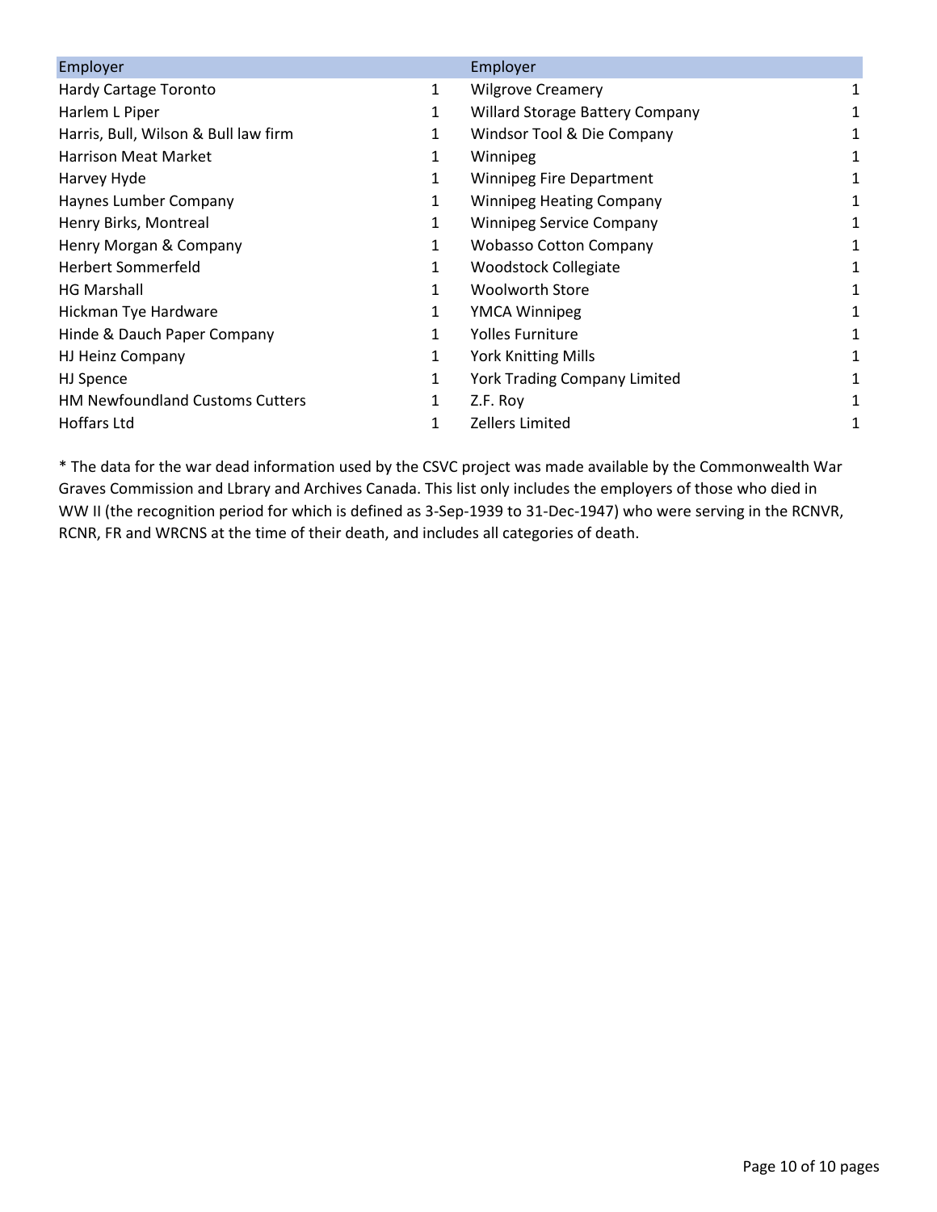| Employer | | Employer | |
|---|---|---|---|
| Hardy Cartage Toronto | 1 | Wilgrove Creamery | 1 |
| Harlem L Piper | 1 | Willard Storage Battery Company | 1 |
| Harris, Bull, Wilson & Bull law firm | 1 | Windsor Tool & Die Company | 1 |
| Harrison Meat Market | 1 | Winnipeg | 1 |
| Harvey Hyde | 1 | Winnipeg Fire Department | 1 |
| Haynes Lumber Company | 1 | Winnipeg Heating Company | 1 |
| Henry Birks, Montreal | 1 | Winnipeg Service Company | 1 |
| Henry Morgan & Company | 1 | Wobasso Cotton Company | 1 |
| Herbert Sommerfeld | 1 | Woodstock Collegiate | 1 |
| HG Marshall | 1 | Woolworth Store | 1 |
| Hickman Tye Hardware | 1 | YMCA Winnipeg | 1 |
| Hinde & Dauch Paper Company | 1 | Yolles Furniture | 1 |
| HJ Heinz Company | 1 | York Knitting Mills | 1 |
| HJ Spence | 1 | York Trading Company Limited | 1 |
| HM Newfoundland Customs Cutters | 1 | Z.F. Roy | 1 |
| Hoffars Ltd | 1 | Zellers Limited | 1 |

* The data for the war dead information used by the CSVC project was made available by the Commonwealth War Graves Commission and Lbrary and Archives Canada. This list only includes the employers of those who died in WW II (the recognition period for which is defined as 3-Sep-1939 to 31-Dec-1947) who were serving in the RCNVR, RCNR, FR and WRCNS at the time of their death, and includes all categories of death.